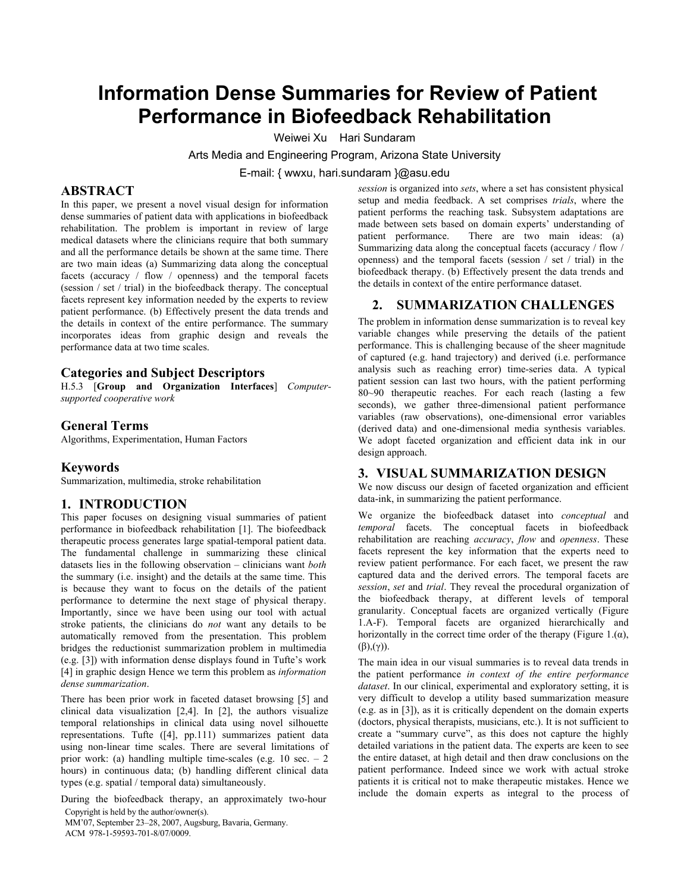# Information Dense Summaries for Review of Patient Performance in Biofeedback Rehabilitation

Weiwei Xu    Hari Sundaram

Arts Media and Engineering Program, Arizona State University

E-mail: { wwxu, hari.sundaram }@asu.edu

## ABSTRACT

In this paper, we present a novel visual design for information dense summaries of patient data with applications in biofeedback rehabilitation. The problem is important in review of large medical datasets where the clinicians require that both summary and all the performance details be shown at the same time. There are two main ideas (a) Summarizing data along the conceptual facets (accuracy / flow / openness) and the temporal facets (session / set / trial) in the biofeedback therapy. The conceptual facets represent key information needed by the experts to review patient performance. (b) Effectively present the data trends and the details in context of the entire performance. The summary incorporates ideas from graphic design and reveals the performance data at two time scales.

## Categories and Subject Descriptors

H.5.3 [**Group and Organization Interfaces**] *Computer-supported cooperative work*

## General Terms

Algorithms, Experimentation, Human Factors

## Keywords

Summarization, multimedia, stroke rehabilitation

## 1. INTRODUCTION

This paper focuses on designing visual summaries of patient performance in biofeedback rehabilitation [1]. The biofeedback therapeutic process generates large spatial-temporal patient data. The fundamental challenge in summarizing these clinical datasets lies in the following observation – clinicians want *both* the summary (i.e. insight) and the details at the same time. This is because they want to focus on the details of the patient performance to determine the next stage of physical therapy. Importantly, since we have been using our tool with actual stroke patients, the clinicians do *not* want any details to be automatically removed from the presentation. This problem bridges the reductionist summarization problem in multimedia (e.g. [3]) with information dense displays found in Tufte's work [4] in graphic design Hence we term this problem as *information dense summarization*.

There has been prior work in faceted dataset browsing [5] and clinical data visualization [2,4]. In [2], the authors visualize temporal relationships in clinical data using novel silhouette representations. Tufte ([4], pp.111) summarizes patient data using non-linear time scales. There are several limitations of prior work: (a) handling multiple time-scales (e.g. 10 sec. – 2 hours) in continuous data; (b) handling different clinical data types (e.g. spatial / temporal data) simultaneously.

During the biofeedback therapy, an approximately two-hour *session* is organized into *sets*, where a set has consistent physical setup and media feedback. A set comprises *trials*, where the patient performs the reaching task. Subsystem adaptations are made between sets based on domain experts' understanding of patient performance. There are two main ideas: (a) Summarizing data along the conceptual facets (accuracy / flow / openness) and the temporal facets (session / set / trial) in the biofeedback therapy. (b) Effectively present the data trends and the details in context of the entire performance dataset.

Copyright is held by the author/owner(s).
MM'07, September 23–28, 2007, Augsburg, Bavaria, Germany.
ACM 978-1-59593-701-8/07/0009.

## 2. SUMMARIZATION CHALLENGES

The problem in information dense summarization is to reveal key variable changes while preserving the details of the patient performance. This is challenging because of the sheer magnitude of captured (e.g. hand trajectory) and derived (i.e. performance analysis such as reaching error) time-series data. A typical patient session can last two hours, with the patient performing 80~90 therapeutic reaches. For each reach (lasting a few seconds), we gather three-dimensional patient performance variables (raw observations), one-dimensional error variables (derived data) and one-dimensional media synthesis variables. We adopt faceted organization and efficient data ink in our design approach.

## 3. VISUAL SUMMARIZATION DESIGN

We now discuss our design of faceted organization and efficient data-ink, in summarizing the patient performance.

We organize the biofeedback dataset into *conceptual* and *temporal* facets. The conceptual facets in biofeedback rehabilitation are reaching *accuracy*, *flow* and *openness*. These facets represent the key information that the experts need to review patient performance. For each facet, we present the raw captured data and the derived errors. The temporal facets are *session*, *set* and *trial*. They reveal the procedural organization of the biofeedback therapy, at different levels of temporal granularity. Conceptual facets are organized vertically (Figure 1.A-F). Temporal facets are organized hierarchically and horizontally in the correct time order of the therapy (Figure 1.(α), (β),(γ)).

The main idea in our visual summaries is to reveal data trends in the patient performance *in context of the entire performance dataset*. In our clinical, experimental and exploratory setting, it is very difficult to develop a utility based summarization measure (e.g. as in [3]), as it is critically dependent on the domain experts (doctors, physical therapists, musicians, etc.). It is not sufficient to create a "summary curve", as this does not capture the highly detailed variations in the patient data. The experts are keen to see the entire dataset, at high detail and then draw conclusions on the patient performance. Indeed since we work with actual stroke patients it is critical not to make therapeutic mistakes. Hence we include the domain experts as integral to the process of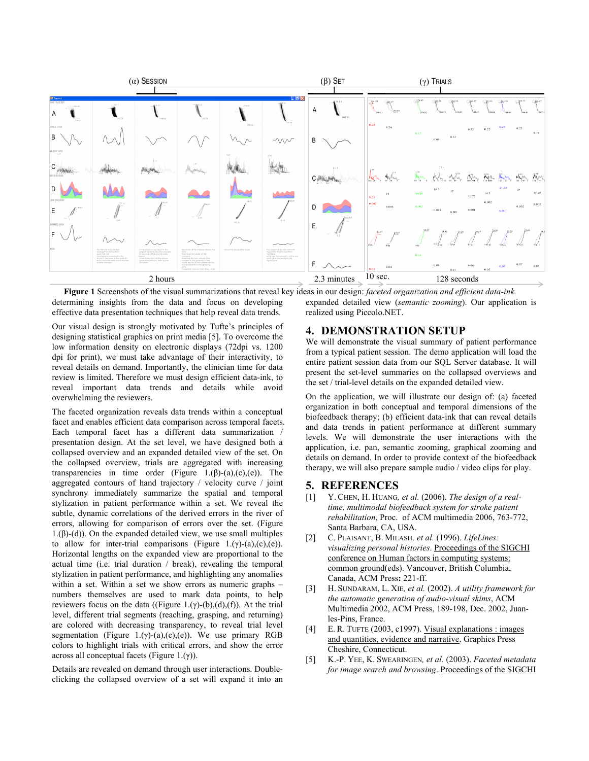**Figure 1** Screenshots of the visual summarizations that reveal key ideas in our design: *faceted organization and efficient data-ink.*

determining insights from the data and focus on developing effective data presentation techniques that help reveal data trends.

Our visual design is strongly motivated by Tufte's principles of designing statistical graphics on print media [5]. To overcome the low information density on electronic displays (72dpi vs. 1200 dpi for print), we must take advantage of their interactivity, to reveal details on demand. Importantly, the clinician time for data review is limited. Therefore we must design efficient data-ink, to reveal important data trends and details while avoid overwhelming the reviewers.

The faceted organization reveals data trends within a conceptual facet and enables efficient data comparison across temporal facets. Each temporal facet has a different data summarization / presentation design. At the set level, we have designed both a collapsed overview and an expanded detailed view of the set. On the collapsed overview, trials are aggregated with increasing transparencies in time order (Figure 1.(β)-(a),(c),(e)). The aggregated contours of hand trajectory / velocity curve / joint synchrony immediately summarize the spatial and temporal stylization in patient performance within a set. We reveal the subtle, dynamic correlations of the derived errors in the river of errors, allowing for comparison of errors over the set. (Figure 1.(β)-(d)). On the expanded detailed view, we use small multiples to allow for inter-trial comparisons (Figure 1.(γ)-(a),(c),(e)). Horizontal lengths on the expanded view are proportional to the actual time (i.e. trial duration / break), revealing the temporal stylization in patient performance, and highlighting any anomalies within a set. Within a set we show errors as numeric graphs – numbers themselves are used to mark data points, to help reviewers focus on the data ((Figure 1.(γ)-(b),(d),(f)). At the trial level, different trial segments (reaching, grasping, and returning) are colored with decreasing transparency, to reveal trial level segmentation (Figure 1.(γ)-(a),(c),(e)). We use primary RGB colors to highlight trials with critical errors, and show the error across all conceptual facets (Figure 1.(γ)).

Details are revealed on demand through user interactions. Double-clicking the collapsed overview of a set will expand it into an expanded detailed view (*semantic zooming*). Our application is realized using Piccolo.NET.

## 4. DEMONSTRATION SETUP

We will demonstrate the visual summary of patient performance from a typical patient session. The demo application will load the entire patient session data from our SQL Server database. It will present the set-level summaries on the collapsed overviews and the set / trial-level details on the expanded detailed view.

On the application, we will illustrate our design of: (a) faceted organization in both conceptual and temporal dimensions of the biofeedback therapy; (b) efficient data-ink that can reveal details and data trends in patient performance at different summary levels. We will demonstrate the user interactions with the application, i.e. pan, semantic zooming, graphical zooming and details on demand. In order to provide context of the biofeedback therapy, we will also prepare sample audio / video clips for play.

## 5. REFERENCES

[1] Y. CHEN, H. HUANG, *et al.* (2006). *The design of a real-time, multimodal biofeedback system for stroke patient rehabilitation*, Proc. of ACM multimedia 2006, 763-772, Santa Barbara, CA, USA.

[2] C. PLAISANT, B. MILASH, *et al.* (1996). *LifeLines: visualizing personal histories*. Proceedings of the SIGCHI conference on Human factors in computing systems: common ground(eds). Vancouver, British Columbia, Canada, ACM Press**:** 221-ff.

[3] H. SUNDARAM, L. XIE, *et al.* (2002). *A utility framework for the automatic generation of audio-visual skims*, ACM Multimedia 2002, ACM Press, 189-198, Dec. 2002, Juan-les-Pins, France.

[4] E. R. TUFTE (2003, c1997). Visual explanations : images and quantities, evidence and narrative. Graphics Press Cheshire, Connecticut.

[5] K.-P. YEE, K. SWEARINGEN, *et al.* (2003). *Faceted metadata for image search and browsing*. Proceedings of the SIGCHI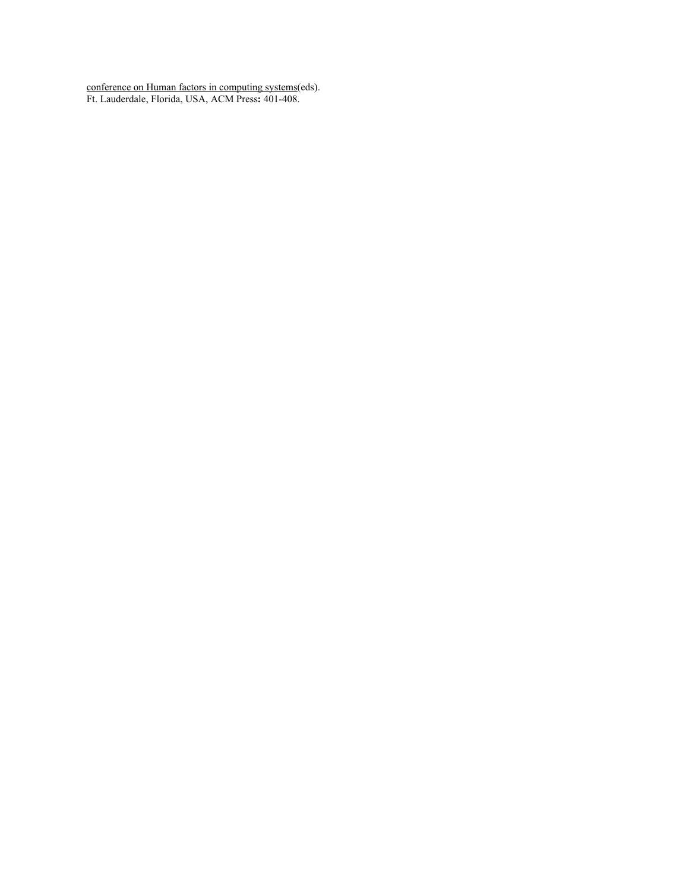conference on Human factors in computing systems(eds).
Ft. Lauderdale, Florida, USA, ACM Press**:** 401-408.